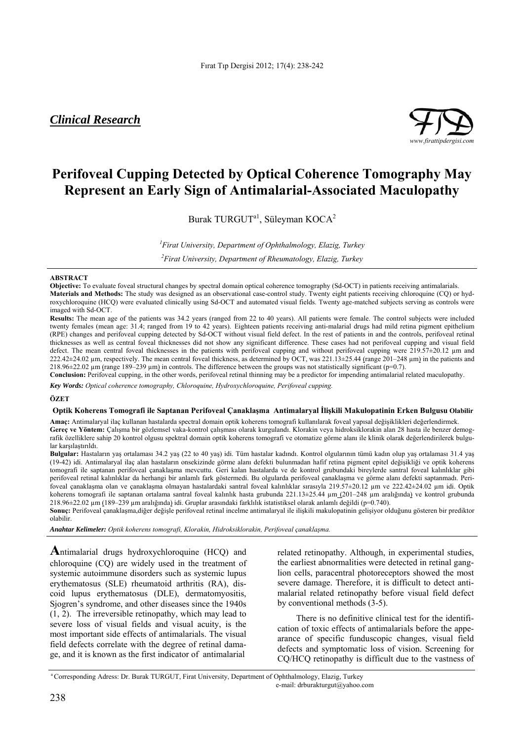*Clinical Research*

# Perifoveal Cupping Detected by Optical Coherence Tomography May Represent an Early Sign of Antimalarial-Associated Maculopathy

Burak TURGUT[a1], Süleyman KOCA[2]

[1] *Firat University, Department of Ophthalmology, Elazig, Turkey*

[2] *Firat University, Department of Rheumatology, Elazig, Turkey*

**ABSTRACT**

**Objective:** To evaluate foveal structural changes by spectral domain optical coherence tomography (Sd-OCT) in patients receiving antimalarials.

**Materials and Methods:** The study was designed as an observational case-control study. Twenty eight patients receiving chloroquine (CQ) or hydroxychloroquine (HCQ) were evaluated clinically using Sd-OCT and automated visual fields. Twenty age-matched subjects serving as controls were imaged with Sd-OCT.

**Results:** The mean age of the patients was 34.2 years (ranged from 22 to 40 years). All patients were female. The control subjects were included twenty females (mean age: 31.4; ranged from 19 to 42 years). Eighteen patients receiving anti-malarial drugs had mild retina pigment epithelium (RPE) changes and perifoveal cupping detected by Sd-OCT without visual field defect. In the rest of patients in and the controls, perifoveal retinal thicknesses as well as central foveal thicknesses did not show any significant difference. These cases had not perifoveal cupping and visual field defect. The mean central foveal thicknesses in the patients with perifoveal cupping and without perifoveal cupping were 219.57±20.12 µm and 222.42±24.02 µm, respectively. The mean central foveal thickness, as determined by OCT, was 221.13±25.44 (range 201–248 µm) in the patients and 218.96±22.02 µm (range 189–239 µm) in controls. The difference between the groups was not statistically significant (p=0.7).

**Conclusion:** Perifoveal cupping, in the other words, perifoveal retinal thinning may be a predictor for impending antimalarial related maculopathy.

***Key Words:*** *Optical coherence tomography, Chloroquine, Hydroxychloroquine, Perifoveal cupping.*

**ÖZET**

**Optik Koherens Tomografi ile Saptanan Perifoveal Çanaklaşma Antimalaryal İlişkili Makulopatinin Erken Bulgusu Olabilir**

**Amaç:** Antimalaryal ilaç kullanan hastalarda spectral domain optik koherens tomografi kullanılarak foveal yapısal değişiklikleri değerlendirmek.

**Gereç ve Yöntem:** Çalışma bir gözlemsel vaka-kontrol çalışması olarak kurgulandı. Klorakin veya hidroksiklorakin alan 28 hasta ile benzer demografik özelliklere sahip 20 kontrol olgusu spektral domain optik koherens tomografi ve otomatize görme alanı ile klinik olarak değerlendirilerek bulgular karşılaştırıldı.

**Bulgular:** Hastaların yaş ortalaması 34.2 yaş (22 to 40 yaş) idi. Tüm hastalar kadındı. Kontrol olgularının tümü kadın olup yaş ortalaması 31.4 yaş (19-42) idi. Antimalaryal ilaç alan hastaların onsekizinde görme alanı defekti bulunmadan hafif retina pigment epitel değişikliği ve optik koherens tomografi ile saptanan perifoveal çanaklaşma mevcuttu. Geri kalan hastalarda ve de kontrol grubundaki bireylerde santral foveal kalınlıklar gibi perifoveal retinal kalınlıklar da herhangi bir anlamlı fark göstermedi. Bu olgularda perifoveal çanaklaşma ve görme alanı defekti saptanmadı. Perifoveal çanaklaşma olan ve çanaklaşma olmayan hastalardaki santral foveal kalınlıklar sırasıyla 219.57±20.12 µm ve 222.42±24.02 µm idi. Optik koherens tomografi ile saptanan ortalama santral foveal kalınlık hasta grubunda 221.13±25.44 µm (201–248 µm aralığında) ve kontrol grubunda 218.96±22.02 µm (189–239 µm aralığında) idi. Gruplar arasındaki farklılık istatistiksel olarak anlamlı değildi (p=0.740).

**Sonuç:** Perifoveal çanaklaşma,diğer değişle perifoveal retinal incelme antimalaryal ile ilişkili makulopatinin gelişiyor olduğunu gösteren bir prediktor olabilir.

***Anahtar Kelimeler:*** *Optik koherens tomografi, Klorakin, Hidroksiklorakin, Perifoveal çanaklaşma.*

Antimalarial drugs hydroxychloroquine (HCQ) and chloroquine (CQ) are widely used in the treatment of systemic autoimmune disorders such as systemic lupus erythematosus (SLE) rheumatoid arthritis (RA), discoid lupus erythematosus (DLE), dermatomyositis, Sjogren's syndrome, and other diseases since the 1940s (1, 2). The irreversible retinopathy, which may lead to severe loss of visual fields and visual acuity, is the most important side effects of antimalarials. The visual field defects correlate with the degree of retinal damage, and it is known as the first indicator of antimalarial related retinopathy. Although, in experimental studies, the earliest abnormalities were detected in retinal ganglion cells, paracentral photoreceptors showed the most severe damage. Therefore, it is difficult to detect antimalarial related retinopathy before visual field defect by conventional methods (3-5).

There is no definitive clinical test for the identification of toxic effects of antimalarials before the appearance of specific funduscopic changes, visual field defects and symptomatic loss of vision. Screening for CQ/HCQ retinopathy is difficult due to the vastness of

[a] Corresponding Adress: Dr. Burak TURGUT, Firat University, Department of Ophthalmology, Elazig, Turkey
e-mail: drburakturgut@yahoo.com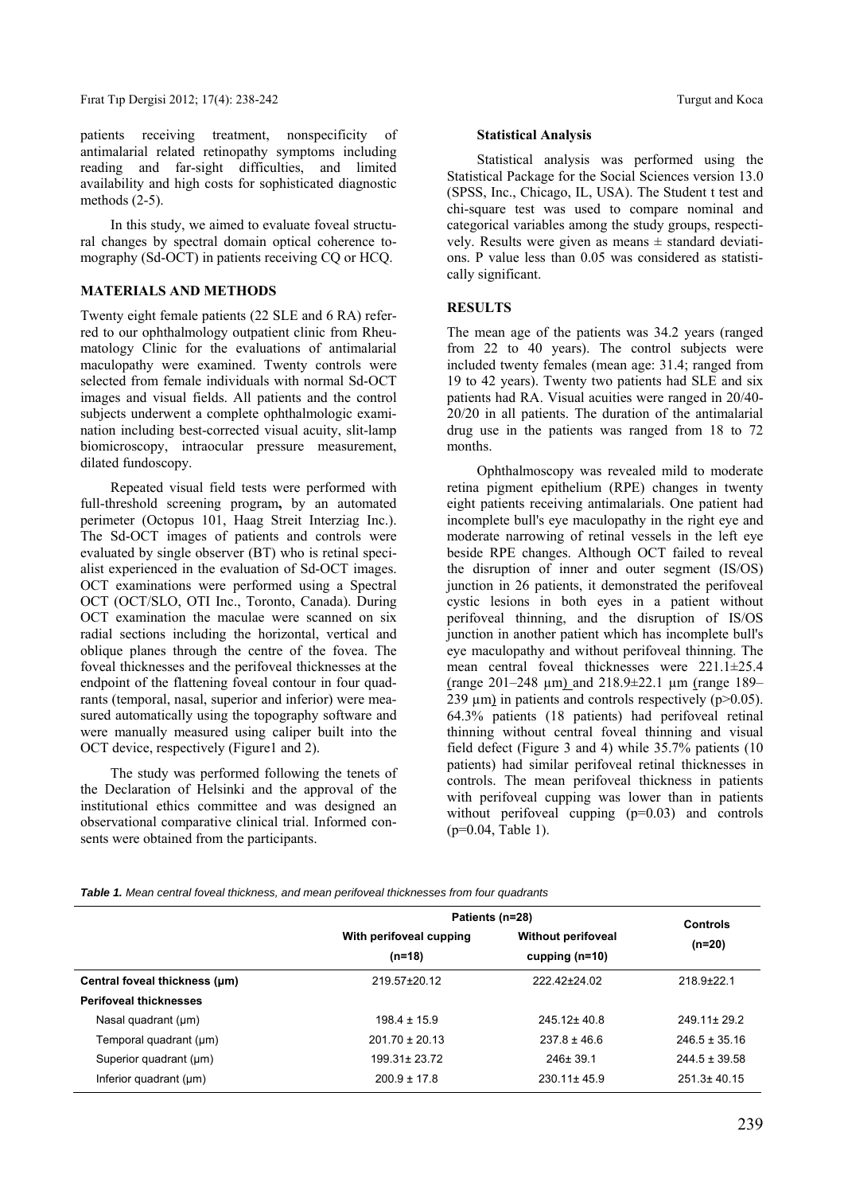patients receiving treatment, nonspecificity of antimalarial related retinopathy symptoms including reading and far-sight difficulties, and limited availability and high costs for sophisticated diagnostic methods (2-5).

In this study, we aimed to evaluate foveal structural changes by spectral domain optical coherence tomography (Sd-OCT) in patients receiving CQ or HCQ.

## MATERIALS AND METHODS

Twenty eight female patients (22 SLE and 6 RA) referred to our ophthalmology outpatient clinic from Rheumatology Clinic for the evaluations of antimalarial maculopathy were examined. Twenty controls were selected from female individuals with normal Sd-OCT images and visual fields. All patients and the control subjects underwent a complete ophthalmologic examination including best-corrected visual acuity, slit-lamp biomicroscopy, intraocular pressure measurement, dilated fundoscopy.

Repeated visual field tests were performed with full-threshold screening program**,** by an automated perimeter (Octopus 101, Haag Streit Interziag Inc.). The Sd-OCT images of patients and controls were evaluated by single observer (BT) who is retinal specialist experienced in the evaluation of Sd-OCT images. OCT examinations were performed using a Spectral OCT (OCT/SLO, OTI Inc., Toronto, Canada). During OCT examination the maculae were scanned on six radial sections including the horizontal, vertical and oblique planes through the centre of the fovea. The foveal thicknesses and the perifoveal thicknesses at the endpoint of the flattening foveal contour in four quadrants (temporal, nasal, superior and inferior) were measured automatically using the topography software and were manually measured using caliper built into the OCT device, respectively (Figure1 and 2).

The study was performed following the tenets of the Declaration of Helsinki and the approval of the institutional ethics committee and was designed an observational comparative clinical trial. Informed consents were obtained from the participants.

### Statistical Analysis

Statistical analysis was performed using the Statistical Package for the Social Sciences version 13.0 (SPSS, Inc., Chicago, IL, USA). The Student t test and chi-square test was used to compare nominal and categorical variables among the study groups, respectively. Results were given as means ± standard deviations. P value less than 0.05 was considered as statistically significant.

## RESULTS

The mean age of the patients was 34.2 years (ranged from 22 to 40 years). The control subjects were included twenty females (mean age: 31.4; ranged from 19 to 42 years). Twenty two patients had SLE and six patients had RA. Visual acuities were ranged in 20/40-20/20 in all patients. The duration of the antimalarial drug use in the patients was ranged from 18 to 72 months.

Ophthalmoscopy was revealed mild to moderate retina pigment epithelium (RPE) changes in twenty eight patients receiving antimalarials. One patient had incomplete bull's eye maculopathy in the right eye and moderate narrowing of retinal vessels in the left eye beside RPE changes. Although OCT failed to reveal the disruption of inner and outer segment (IS/OS) junction in 26 patients, it demonstrated the perifoveal cystic lesions in both eyes in a patient without perifoveal thinning, and the disruption of IS/OS junction in another patient which has incomplete bull's eye maculopathy and without perifoveal thinning. The mean central foveal thicknesses were 221.1±25.4 (range 201–248 µm) and 218.9±22.1 µm (range 189–239 µm) in patients and controls respectively ($p>0.05$). 64.3% patients (18 patients) had perifoveal retinal thinning without central foveal thinning and visual field defect (Figure 3 and 4) while 35.7% patients (10 patients) had similar perifoveal retinal thicknesses in controls. The mean perifoveal thickness in patients with perifoveal cupping was lower than in patients without perifoveal cupping ($p=0.03$) and controls ($p=0.04$, Table 1).

*Table 1. Mean central foveal thickness, and mean perifoveal thicknesses from four quadrants*

| | Patients (n=28) | | Controls (n=20) |
|---|---|---|---|
| | With perifoveal cupping (n=18) | Without perifoveal cupping (n=10) | |
| **Central foveal thickness (µm)** | 219.57±20.12 | 222.42±24.02 | 218.9±22.1 |
| **Perifoveal thicknesses** | | | |
| Nasal quadrant (µm) | 198.4 ± 15.9 | 245.12± 40.8 | 249.11± 29.2 |
| Temporal quadrant (µm) | 201.70 ± 20.13 | 237.8 ± 46.6 | 246.5 ± 35.16 |
| Superior quadrant (µm) | 199.31± 23.72 | 246± 39.1 | 244.5 ± 39.58 |
| Inferior quadrant (µm) | 200.9 ± 17.8 | 230.11± 45.9 | 251.3± 40.15 |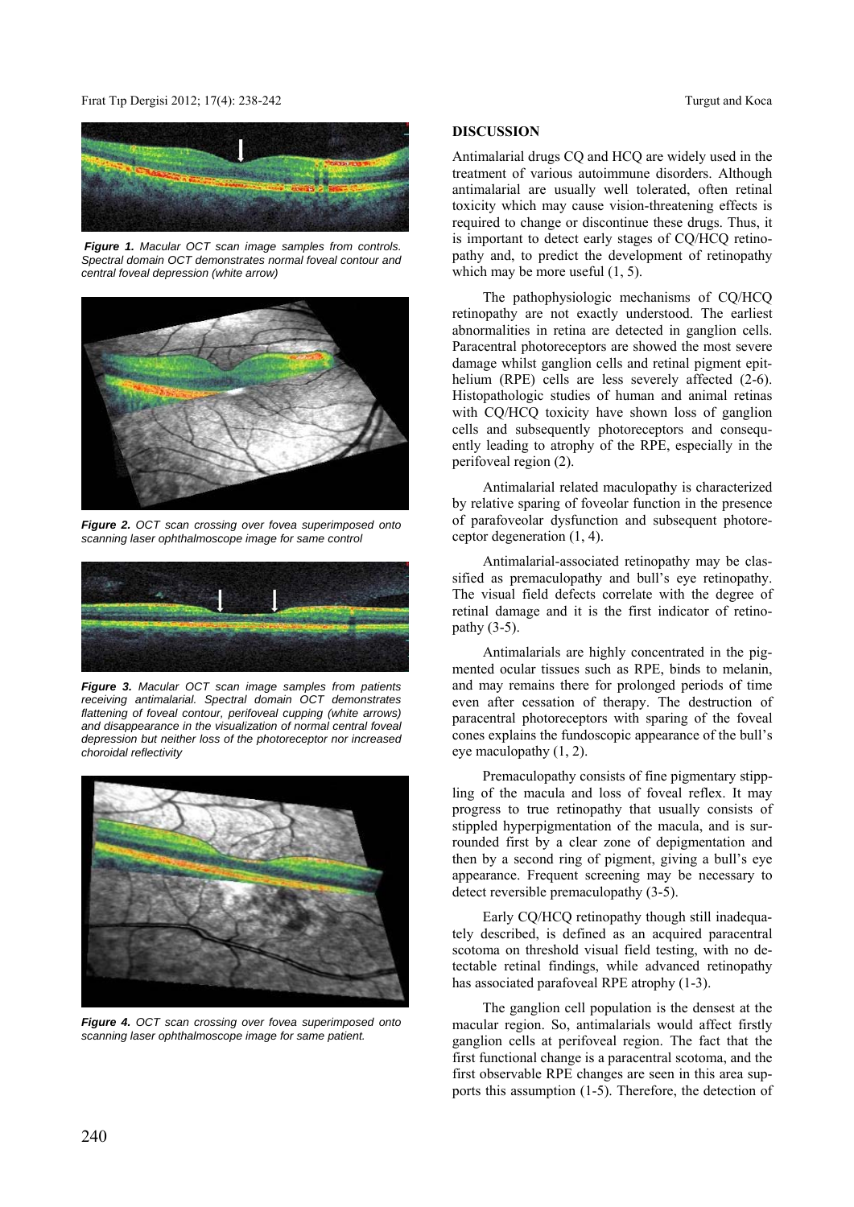*Figure 1. Macular OCT scan image samples from controls. Spectral domain OCT demonstrates normal foveal contour and central foveal depression (white arrow)*

*Figure 2. OCT scan crossing over fovea superimposed onto scanning laser ophthalmoscope image for same control*

*Figure 3. Macular OCT scan image samples from patients receiving antimalarial. Spectral domain OCT demonstrates flattening of foveal contour, perifoveal cupping (white arrows) and disappearance in the visualization of normal central foveal depression but neither loss of the photoreceptor nor increased choroidal reflectivity*

*Figure 4. OCT scan crossing over fovea superimposed onto scanning laser ophthalmoscope image for same patient.*

## DISCUSSION

Antimalarial drugs CQ and HCQ are widely used in the treatment of various autoimmune disorders. Although antimalarial are usually well tolerated, often retinal toxicity which may cause vision-threatening effects is required to change or discontinue these drugs. Thus, it is important to detect early stages of CQ/HCQ retinopathy and, to predict the development of retinopathy which may be more useful (1, 5).

The pathophysiologic mechanisms of CQ/HCQ retinopathy are not exactly understood. The earliest abnormalities in retina are detected in ganglion cells. Paracentral photoreceptors are showed the most severe damage whilst ganglion cells and retinal pigment epithelium (RPE) cells are less severely affected (2-6). Histopathologic studies of human and animal retinas with CQ/HCQ toxicity have shown loss of ganglion cells and subsequently photoreceptors and consequently leading to atrophy of the RPE, especially in the perifoveal region (2).

Antimalarial related maculopathy is characterized by relative sparing of foveolar function in the presence of parafoveolar dysfunction and subsequent photoreceptor degeneration (1, 4).

Antimalarial-associated retinopathy may be classified as premaculopathy and bull's eye retinopathy. The visual field defects correlate with the degree of retinal damage and it is the first indicator of retinopathy (3-5).

Antimalarials are highly concentrated in the pigmented ocular tissues such as RPE, binds to melanin, and may remains there for prolonged periods of time even after cessation of therapy. The destruction of paracentral photoreceptors with sparing of the foveal cones explains the fundoscopic appearance of the bull's eye maculopathy (1, 2).

Premaculopathy consists of fine pigmentary stippling of the macula and loss of foveal reflex. It may progress to true retinopathy that usually consists of stippled hyperpigmentation of the macula, and is surrounded first by a clear zone of depigmentation and then by a second ring of pigment, giving a bull's eye appearance. Frequent screening may be necessary to detect reversible premaculopathy (3-5).

Early CQ/HCQ retinopathy though still inadequately described, is defined as an acquired paracentral scotoma on threshold visual field testing, with no detectable retinal findings, while advanced retinopathy has associated parafoveal RPE atrophy (1-3).

The ganglion cell population is the densest at the macular region. So, antimalarials would affect firstly ganglion cells at perifoveal region. The fact that the first functional change is a paracentral scotoma, and the first observable RPE changes are seen in this area supports this assumption (1-5). Therefore, the detection of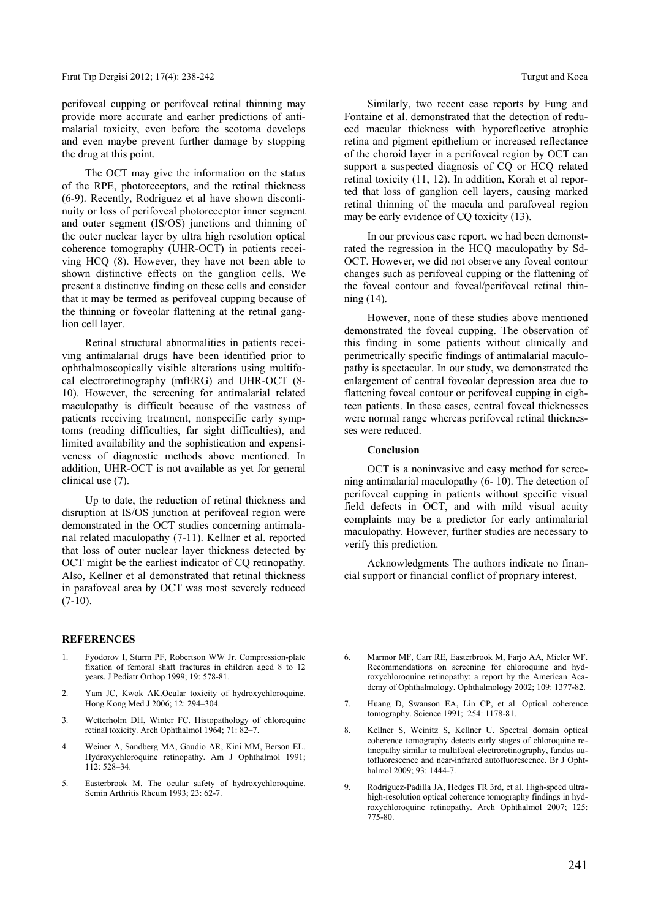perifoveal cupping or perifoveal retinal thinning may provide more accurate and earlier predictions of antimalarial toxicity, even before the scotoma develops and even maybe prevent further damage by stopping the drug at this point.

The OCT may give the information on the status of the RPE, photoreceptors, and the retinal thickness (6-9). Recently, Rodriguez et al have shown discontinuity or loss of perifoveal photoreceptor inner segment and outer segment (IS/OS) junctions and thinning of the outer nuclear layer by ultra high resolution optical coherence tomography (UHR-OCT) in patients receiving HCQ (8). However, they have not been able to shown distinctive effects on the ganglion cells. We present a distinctive finding on these cells and consider that it may be termed as perifoveal cupping because of the thinning or foveolar flattening at the retinal ganglion cell layer.

Retinal structural abnormalities in patients receiving antimalarial drugs have been identified prior to ophthalmoscopically visible alterations using multifocal electroretinography (mfERG) and UHR-OCT (8-10). However, the screening for antimalarial related maculopathy is difficult because of the vastness of patients receiving treatment, nonspecific early symptoms (reading difficulties, far sight difficulties), and limited availability and the sophistication and expensiveness of diagnostic methods above mentioned. In addition, UHR-OCT is not available as yet for general clinical use (7).

Up to date, the reduction of retinal thickness and disruption at IS/OS junction at perifoveal region were demonstrated in the OCT studies concerning antimalarial related maculopathy (7-11). Kellner et al. reported that loss of outer nuclear layer thickness detected by OCT might be the earliest indicator of CQ retinopathy. Also, Kellner et al demonstrated that retinal thickness in parafoveal area by OCT was most severely reduced (7-10).

Similarly, two recent case reports by Fung and Fontaine et al. demonstrated that the detection of reduced macular thickness with hyporeflective atrophic retina and pigment epithelium or increased reflectance of the choroid layer in a perifoveal region by OCT can support a suspected diagnosis of CQ or HCQ related retinal toxicity (11, 12). In addition, Korah et al reported that loss of ganglion cell layers, causing marked retinal thinning of the macula and parafoveal region may be early evidence of CQ toxicity (13).

In our previous case report, we had been demonstrated the regression in the HCQ maculopathy by Sd-OCT. However, we did not observe any foveal contour changes such as perifoveal cupping or the flattening of the foveal contour and foveal/perifoveal retinal thinning (14).

However, none of these studies above mentioned demonstrated the foveal cupping. The observation of this finding in some patients without clinically and perimetrically specific findings of antimalarial maculopathy is spectacular. In our study, we demonstrated the enlargement of central foveolar depression area due to flattening foveal contour or perifoveal cupping in eighteen patients. In these cases, central foveal thicknesses were normal range whereas perifoveal retinal thicknesses were reduced.

**Conclusion**

OCT is a noninvasive and easy method for screening antimalarial maculopathy (6- 10). The detection of perifoveal cupping in patients without specific visual field defects in OCT, and with mild visual acuity complaints may be a predictor for early antimalarial maculopathy. However, further studies are necessary to verify this prediction.

Acknowledgments The authors indicate no financial support or financial conflict of propriary interest.

## REFERENCES

1. Fyodorov I, Sturm PF, Robertson WW Jr. Compression-plate fixation of femoral shaft fractures in children aged 8 to 12 years. J Pediatr Orthop 1999; 19: 578-81.
2. Yam JC, Kwok AK.Ocular toxicity of hydroxychloroquine. Hong Kong Med J 2006; 12: 294–304.
3. Wetterholm DH, Winter FC. Histopathology of chloroquine retinal toxicity. Arch Ophthalmol 1964; 71: 82–7.
4. Weiner A, Sandberg MA, Gaudio AR, Kini MM, Berson EL. Hydroxychloroquine retinopathy. Am J Ophthalmol 1991; 112: 528–34.
5. Easterbrook M. The ocular safety of hydroxychloroquine. Semin Arthritis Rheum 1993; 23: 62-7.
6. Marmor MF, Carr RE, Easterbrook M, Farjo AA, Mieler WF. Recommendations on screening for chloroquine and hydroxychloroquine retinopathy: a report by the American Academy of Ophthalmology. Ophthalmology 2002; 109: 1377-82.
7. Huang D, Swanson EA, Lin CP, et al. Optical coherence tomography. Science 1991; 254: 1178-81.
8. Kellner S, Weinitz S, Kellner U. Spectral domain optical coherence tomography detects early stages of chloroquine retinopathy similar to multifocal electroretinography, fundus autofluorescence and near-infrared autofluorescence. Br J Ophthalmol 2009; 93: 1444-7.
9. Rodriguez-Padilla JA, Hedges TR 3rd, et al. High-speed ultra-high-resolution optical coherence tomography findings in hydroxychloroquine retinopathy. Arch Ophthalmol 2007; 125: 775-80.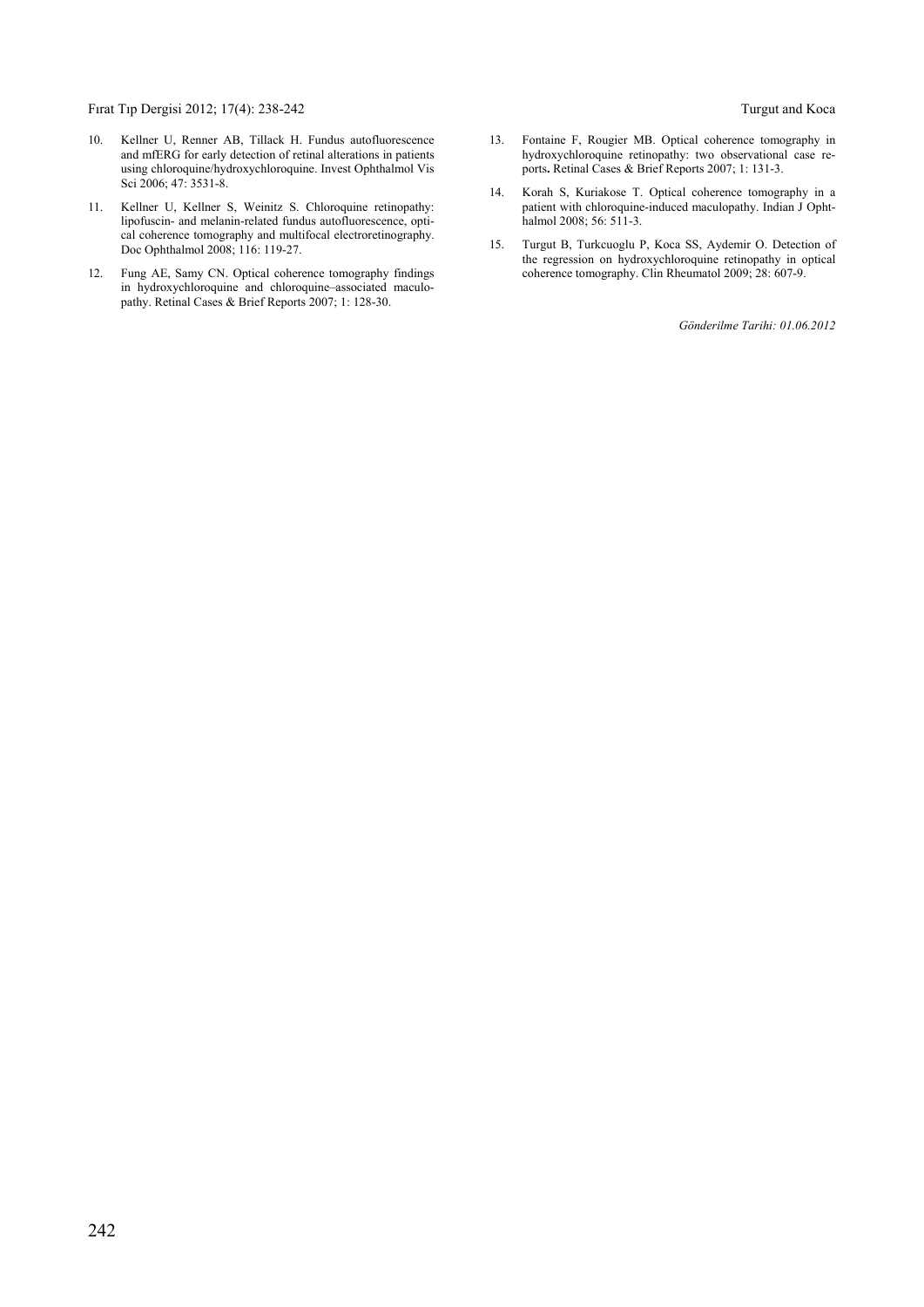10. Kellner U, Renner AB, Tillack H. Fundus autofluorescence and mfERG for early detection of retinal alterations in patients using chloroquine/hydroxychloroquine. Invest Ophthalmol Vis Sci 2006; 47: 3531-8.

11. Kellner U, Kellner S, Weinitz S. Chloroquine retinopathy: lipofuscin- and melanin-related fundus autofluorescence, optical coherence tomography and multifocal electroretinography. Doc Ophthalmol 2008; 116: 119-27.

12. Fung AE, Samy CN. Optical coherence tomography findings in hydroxychloroquine and chloroquine–associated maculopathy. Retinal Cases & Brief Reports 2007; 1: 128-30.

13. Fontaine F, Rougier MB. Optical coherence tomography in hydroxychloroquine retinopathy: two observational case reports**.** Retinal Cases & Brief Reports 2007; 1: 131-3.

14. Korah S, Kuriakose T. Optical coherence tomography in a patient with chloroquine-induced maculopathy. Indian J Ophthalmol 2008; 56: 511-3.

15. Turgut B, Turkcuoglu P, Koca SS, Aydemir O. Detection of the regression on hydroxychloroquine retinopathy in optical coherence tomography. Clin Rheumatol 2009; 28: 607-9.

*Gönderilme Tarihi: 01.06.2012*